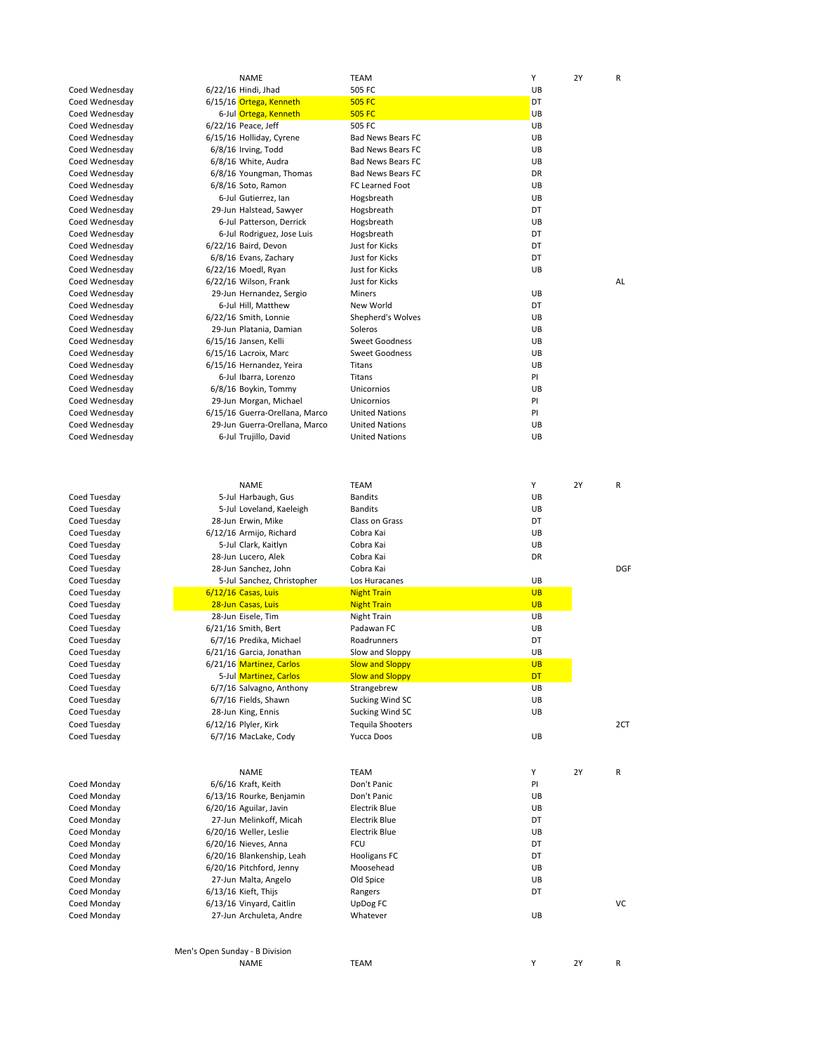| | NAME | | TEAM | Y | 2Y | R |
|---|---|---|---|---|---|---|
| Coed Wednesday | 6/22/16 | Hindi, Jhad | 505 FC | UB | | |
| Coed Wednesday | 6/15/16 | Ortega, Kenneth | 505 FC | DT | | |
| Coed Wednesday | 6-Jul | Ortega, Kenneth | 505 FC | UB | | |
| Coed Wednesday | 6/22/16 | Peace, Jeff | 505 FC | UB | | |
| Coed Wednesday | 6/15/16 | Holliday, Cyrene | Bad News Bears FC | UB | | |
| Coed Wednesday | 6/8/16 | Irving, Todd | Bad News Bears FC | UB | | |
| Coed Wednesday | 6/8/16 | White, Audra | Bad News Bears FC | UB | | |
| Coed Wednesday | 6/8/16 | Youngman, Thomas | Bad News Bears FC | DR | | |
| Coed Wednesday | 6/8/16 | Soto, Ramon | FC Learned Foot | UB | | |
| Coed Wednesday | 6-Jul | Gutierrez, Ian | Hogsbreath | UB | | |
| Coed Wednesday | 29-Jun | Halstead, Sawyer | Hogsbreath | DT | | |
| Coed Wednesday | 6-Jul | Patterson, Derrick | Hogsbreath | UB | | |
| Coed Wednesday | 6-Jul | Rodriguez, Jose Luis | Hogsbreath | DT | | |
| Coed Wednesday | 6/22/16 | Baird, Devon | Just for Kicks | DT | | |
| Coed Wednesday | 6/8/16 | Evans, Zachary | Just for Kicks | DT | | |
| Coed Wednesday | 6/22/16 | Moedl, Ryan | Just for Kicks | UB | | |
| Coed Wednesday | 6/22/16 | Wilson, Frank | Just for Kicks | | | AL |
| Coed Wednesday | 29-Jun | Hernandez, Sergio | Miners | UB | | |
| Coed Wednesday | 6-Jul | Hill, Matthew | New World | DT | | |
| Coed Wednesday | 6/22/16 | Smith, Lonnie | Shepherd's Wolves | UB | | |
| Coed Wednesday | 29-Jun | Platania, Damian | Soleros | UB | | |
| Coed Wednesday | 6/15/16 | Jansen, Kelli | Sweet Goodness | UB | | |
| Coed Wednesday | 6/15/16 | Lacroix, Marc | Sweet Goodness | UB | | |
| Coed Wednesday | 6/15/16 | Hernandez, Yeira | Titans | UB | | |
| Coed Wednesday | 6-Jul | Ibarra, Lorenzo | Titans | PI | | |
| Coed Wednesday | 6/8/16 | Boykin, Tommy | Unicornios | UB | | |
| Coed Wednesday | 29-Jun | Morgan, Michael | Unicornios | PI | | |
| Coed Wednesday | 6/15/16 | Guerra-Orellana, Marco | United Nations | PI | | |
| Coed Wednesday | 29-Jun | Guerra-Orellana, Marco | United Nations | UB | | |
| Coed Wednesday | 6-Jul | Trujillo, David | United Nations | UB | | |

| | NAME | | TEAM | Y | 2Y | R |
|---|---|---|---|---|---|---|
| Coed Tuesday | 5-Jul | Harbaugh, Gus | Bandits | UB | | |
| Coed Tuesday | 5-Jul | Loveland, Kaeleigh | Bandits | UB | | |
| Coed Tuesday | 28-Jun | Erwin, Mike | Class on Grass | DT | | |
| Coed Tuesday | 6/12/16 | Armijo, Richard | Cobra Kai | UB | | |
| Coed Tuesday | 5-Jul | Clark, Kaitlyn | Cobra Kai | UB | | |
| Coed Tuesday | 28-Jun | Lucero, Alek | Cobra Kai | DR | | |
| Coed Tuesday | 28-Jun | Sanchez, John | Cobra Kai | | | DGF |
| Coed Tuesday | 5-Jul | Sanchez, Christopher | Los Huracanes | UB | | |
| Coed Tuesday | 6/12/16 | Casas, Luis | Night Train | UB | | |
| Coed Tuesday | 28-Jun | Casas, Luis | Night Train | UB | | |
| Coed Tuesday | 28-Jun | Eisele, Tim | Night Train | UB | | |
| Coed Tuesday | 6/21/16 | Smith, Bert | Padawan FC | UB | | |
| Coed Tuesday | 6/7/16 | Predika, Michael | Roadrunners | DT | | |
| Coed Tuesday | 6/21/16 | Garcia, Jonathan | Slow and Sloppy | UB | | |
| Coed Tuesday | 6/21/16 | Martinez, Carlos | Slow and Sloppy | UB | | |
| Coed Tuesday | 5-Jul | Martinez, Carlos | Slow and Sloppy | DT | | |
| Coed Tuesday | 6/7/16 | Salvagno, Anthony | Strangebrew | UB | | |
| Coed Tuesday | 6/7/16 | Fields, Shawn | Sucking Wind SC | UB | | |
| Coed Tuesday | 28-Jun | King, Ennis | Sucking Wind SC | UB | | |
| Coed Tuesday | 6/12/16 | Plyler, Kirk | Tequila Shooters | | | 2CT |
| Coed Tuesday | 6/7/16 | MacLake, Cody | Yucca Doos | UB | | |

| | NAME | | TEAM | Y | 2Y | R |
|---|---|---|---|---|---|---|
| Coed Monday | 6/6/16 | Kraft, Keith | Don't Panic | PI | | |
| Coed Monday | 6/13/16 | Rourke, Benjamin | Don't Panic | UB | | |
| Coed Monday | 6/20/16 | Aguilar, Javin | Electrik Blue | UB | | |
| Coed Monday | 27-Jun | Melinkoff, Micah | Electrik Blue | DT | | |
| Coed Monday | 6/20/16 | Weller, Leslie | Electrik Blue | UB | | |
| Coed Monday | 6/20/16 | Nieves, Anna | FCU | DT | | |
| Coed Monday | 6/20/16 | Blankenship, Leah | Hooligans FC | DT | | |
| Coed Monday | 6/20/16 | Pitchford, Jenny | Moosehead | UB | | |
| Coed Monday | 27-Jun | Malta, Angelo | Old Spice | UB | | |
| Coed Monday | 6/13/16 | Kieft, Thijs | Rangers | DT | | |
| Coed Monday | 6/13/16 | Vinyard, Caitlin | UpDog FC | | | VC |
| Coed Monday | 27-Jun | Archuleta, Andre | Whatever | UB | | |

Men's Open Sunday - B Division

| | NAME | | TEAM | Y | 2Y | R |
|---|---|---|---|---|---|---|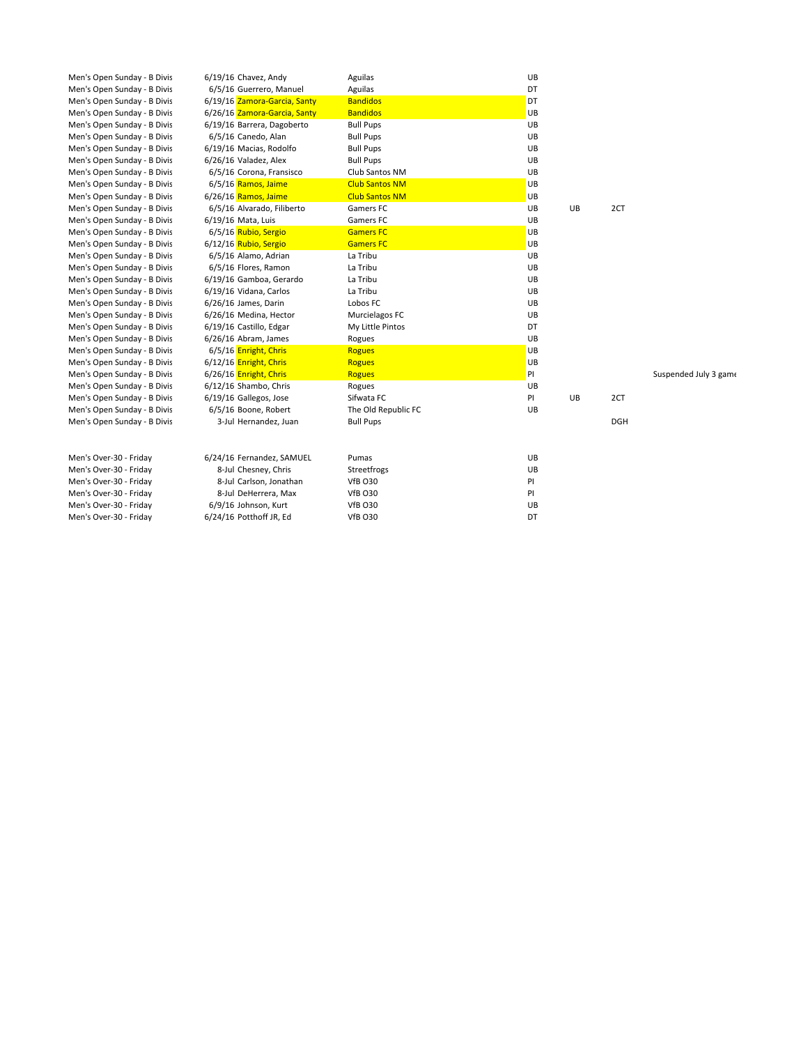| Division | Date | Player | Team | | | | |
|---|---|---|---|---|---|---|---|
| Men's Open Sunday - B Divis | 6/19/16 | Chavez, Andy | Aguilas | UB | | | |
| Men's Open Sunday - B Divis | 6/5/16 | Guerrero, Manuel | Aguilas | DT | | | |
| Men's Open Sunday - B Divis | 6/19/16 | Zamora-Garcia, Santy | Bandidos | DT | | | |
| Men's Open Sunday - B Divis | 6/26/16 | Zamora-Garcia, Santy | Bandidos | UB | | | |
| Men's Open Sunday - B Divis | 6/19/16 | Barrera, Dagoberto | Bull Pups | UB | | | |
| Men's Open Sunday - B Divis | 6/5/16 | Canedo, Alan | Bull Pups | UB | | | |
| Men's Open Sunday - B Divis | 6/19/16 | Macias, Rodolfo | Bull Pups | UB | | | |
| Men's Open Sunday - B Divis | 6/26/16 | Valadez, Alex | Bull Pups | UB | | | |
| Men's Open Sunday - B Divis | 6/5/16 | Corona, Fransisco | Club Santos NM | UB | | | |
| Men's Open Sunday - B Divis | 6/5/16 | Ramos, Jaime | Club Santos NM | UB | | | |
| Men's Open Sunday - B Divis | 6/26/16 | Ramos, Jaime | Club Santos NM | UB | | | |
| Men's Open Sunday - B Divis | 6/5/16 | Alvarado, Filiberto | Gamers FC | UB | UB | 2CT | |
| Men's Open Sunday - B Divis | 6/19/16 | Mata, Luis | Gamers FC | UB | | | |
| Men's Open Sunday - B Divis | 6/5/16 | Rubio, Sergio | Gamers FC | UB | | | |
| Men's Open Sunday - B Divis | 6/12/16 | Rubio, Sergio | Gamers FC | UB | | | |
| Men's Open Sunday - B Divis | 6/5/16 | Alamo, Adrian | La Tribu | UB | | | |
| Men's Open Sunday - B Divis | 6/5/16 | Flores, Ramon | La Tribu | UB | | | |
| Men's Open Sunday - B Divis | 6/19/16 | Gamboa, Gerardo | La Tribu | UB | | | |
| Men's Open Sunday - B Divis | 6/19/16 | Vidana, Carlos | La Tribu | UB | | | |
| Men's Open Sunday - B Divis | 6/26/16 | James, Darin | Lobos FC | UB | | | |
| Men's Open Sunday - B Divis | 6/26/16 | Medina, Hector | Murcielagos FC | UB | | | |
| Men's Open Sunday - B Divis | 6/19/16 | Castillo, Edgar | My Little Pintos | DT | | | |
| Men's Open Sunday - B Divis | 6/26/16 | Abram, James | Rogues | UB | | | |
| Men's Open Sunday - B Divis | 6/5/16 | Enright, Chris | Rogues | UB | | | |
| Men's Open Sunday - B Divis | 6/12/16 | Enright, Chris | Rogues | UB | | | |
| Men's Open Sunday - B Divis | 6/26/16 | Enright, Chris | Rogues | PI | | | Suspended July 3 game |
| Men's Open Sunday - B Divis | 6/12/16 | Shambo, Chris | Rogues | UB | | | |
| Men's Open Sunday - B Divis | 6/19/16 | Gallegos, Jose | Sifwata FC | PI | UB | 2CT | |
| Men's Open Sunday - B Divis | 6/5/16 | Boone, Robert | The Old Republic FC | UB | | | |
| Men's Open Sunday - B Divis | 3-Jul | Hernandez, Juan | Bull Pups | | | DGH | |

| Division | Date | Player | Team | |
|---|---|---|---|---|
| Men's Over-30 - Friday | 6/24/16 | Fernandez, SAMUEL | Pumas | UB |
| Men's Over-30 - Friday | 8-Jul | Chesney, Chris | Streetfrogs | UB |
| Men's Over-30 - Friday | 8-Jul | Carlson, Jonathan | VfB O30 | PI |
| Men's Over-30 - Friday | 8-Jul | DeHerrera, Max | VfB O30 | PI |
| Men's Over-30 - Friday | 6/9/16 | Johnson, Kurt | VfB O30 | UB |
| Men's Over-30 - Friday | 6/24/16 | Potthoff JR, Ed | VfB O30 | DT |